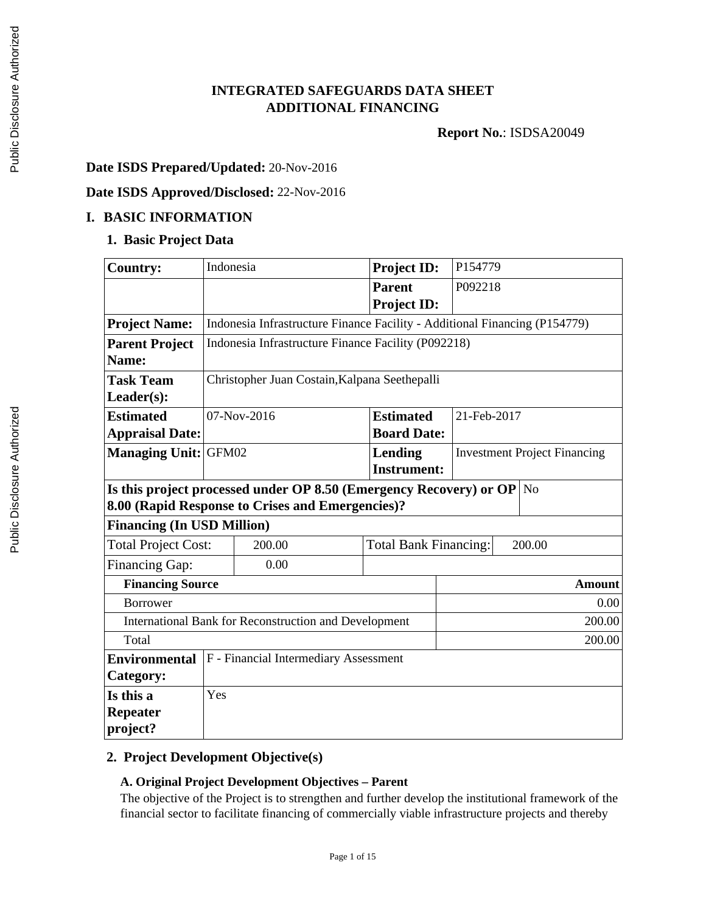# INTEGRATED SAFEGUARDS DATA SHEET
# ADDITIONAL FINANCING

**Report No.**: ISDSA20049

**Date ISDS Prepared/Updated:** 20-Nov-2016

**Date ISDS Approved/Disclosed:** 22-Nov-2016

## I. BASIC INFORMATION

### 1. Basic Project Data

| | | | |
|---|---|---|---|
| **Country:** | Indonesia | **Project ID:** | P154779 |
| | | **Parent Project ID:** | P092218 |
| **Project Name:** | Indonesia Infrastructure Finance Facility - Additional Financing (P154779) | | |
| **Parent Project Name:** | Indonesia Infrastructure Finance Facility (P092218) | | |
| **Task Team Leader(s):** | Christopher Juan Costain,Kalpana Seethepalli | | |
| **Estimated Appraisal Date:** | 07-Nov-2016 | **Estimated Board Date:** | 21-Feb-2017 |
| **Managing Unit:** | GFM02 | **Lending Instrument:** | Investment Project Financing |
| **Is this project processed under OP 8.50 (Emergency Recovery) or OP 8.00 (Rapid Response to Crises and Emergencies)?** | No | | |

**Financing (In USD Million)**

| | | | |
|---|---|---|---|
| Total Project Cost: | 200.00 | Total Bank Financing: | 200.00 |
| Financing Gap: | 0.00 | | |

| **Financing Source** | **Amount** |
|---|---|
| Borrower | 0.00 |
| International Bank for Reconstruction and Development | 200.00 |
| Total | 200.00 |

| | |
|---|---|
| **Environmental Category:** | F - Financial Intermediary Assessment |
| **Is this a Repeater project?** | Yes |

### 2. Project Development Objective(s)

#### A. Original Project Development Objectives – Parent

The objective of the Project is to strengthen and further develop the institutional framework of the financial sector to facilitate financing of commercially viable infrastructure projects and thereby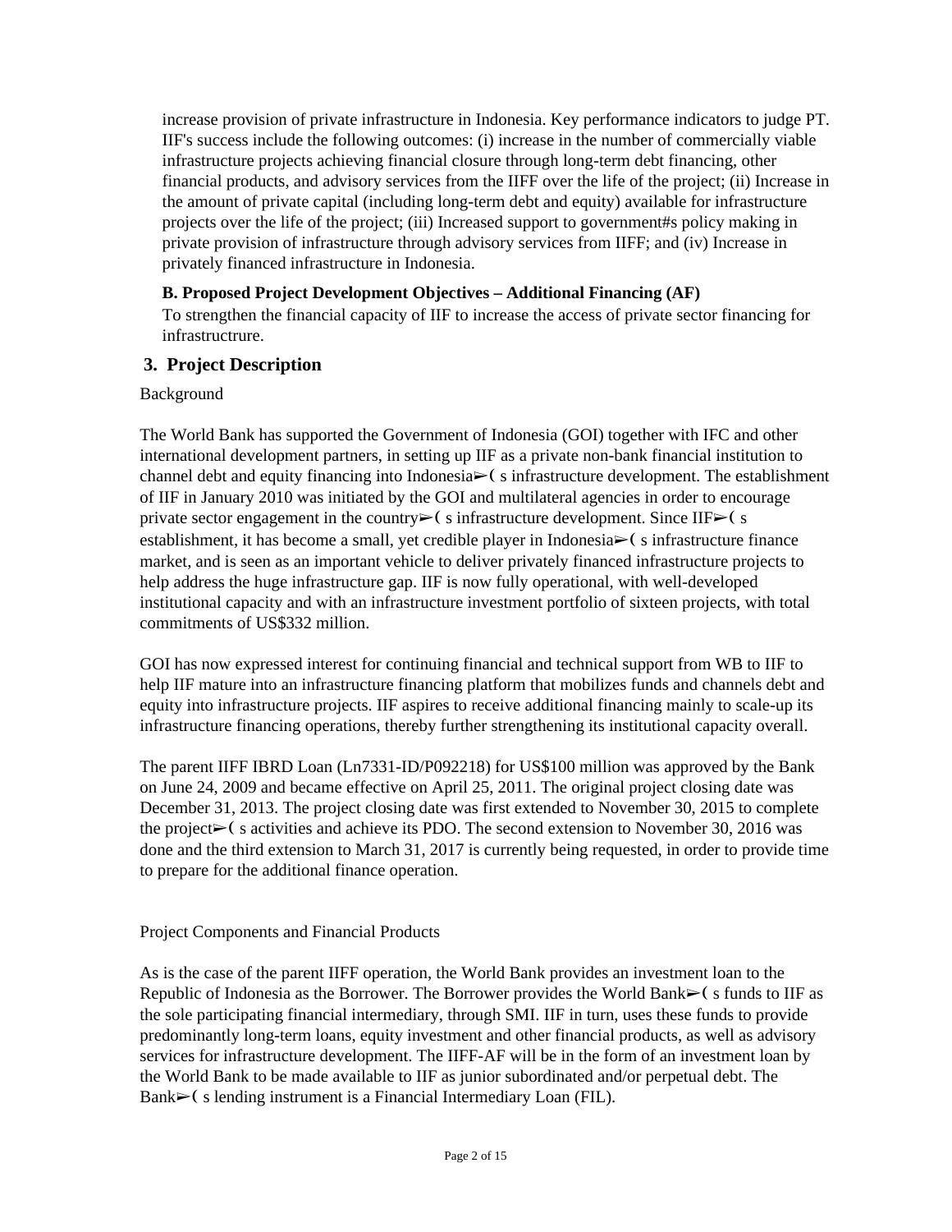increase provision of private infrastructure in Indonesia. Key performance indicators to judge PT. IIF's success include the following outcomes: (i) increase in the number of commercially viable infrastructure projects achieving financial closure through long-term debt financing, other financial products, and advisory services from the IIFF over the life of the project; (ii) Increase in the amount of private capital (including long-term debt and equity) available for infrastructure projects over the life of the project; (iii) Increased support to government#s policy making in private provision of infrastructure through advisory services from IIFF; and (iv) Increase in privately financed infrastructure in Indonesia.

**B. Proposed Project Development Objectives – Additional Financing (AF)**

To strengthen the financial capacity of IIF to increase the access of private sector financing for infrastructrure.

## 3. Project Description

Background

The World Bank has supported the Government of Indonesia (GOI) together with IFC and other international development partners, in setting up IIF as a private non-bank financial institution to channel debt and equity financing into Indonesia➢( s infrastructure development. The establishment of IIF in January 2010 was initiated by the GOI and multilateral agencies in order to encourage private sector engagement in the country➢( s infrastructure development. Since IIF➢( s establishment, it has become a small, yet credible player in Indonesia➢( s infrastructure finance market, and is seen as an important vehicle to deliver privately financed infrastructure projects to help address the huge infrastructure gap. IIF is now fully operational, with well-developed institutional capacity and with an infrastructure investment portfolio of sixteen projects, with total commitments of US$332 million.

GOI has now expressed interest for continuing financial and technical support from WB to IIF to help IIF mature into an infrastructure financing platform that mobilizes funds and channels debt and equity into infrastructure projects. IIF aspires to receive additional financing mainly to scale-up its infrastructure financing operations, thereby further strengthening its institutional capacity overall.

The parent IIFF IBRD Loan (Ln7331-ID/P092218) for US$100 million was approved by the Bank on June 24, 2009 and became effective on April 25, 2011. The original project closing date was December 31, 2013. The project closing date was first extended to November 30, 2015 to complete the project➢( s activities and achieve its PDO. The second extension to November 30, 2016 was done and the third extension to March 31, 2017 is currently being requested, in order to provide time to prepare for the additional finance operation.

Project Components and Financial Products

As is the case of the parent IIFF operation, the World Bank provides an investment loan to the Republic of Indonesia as the Borrower. The Borrower provides the World Bank➢( s funds to IIF as the sole participating financial intermediary, through SMI. IIF in turn, uses these funds to provide predominantly long-term loans, equity investment and other financial products, as well as advisory services for infrastructure development. The IIFF-AF will be in the form of an investment loan by the World Bank to be made available to IIF as junior subordinated and/or perpetual debt. The Bank➢( s lending instrument is a Financial Intermediary Loan (FIL).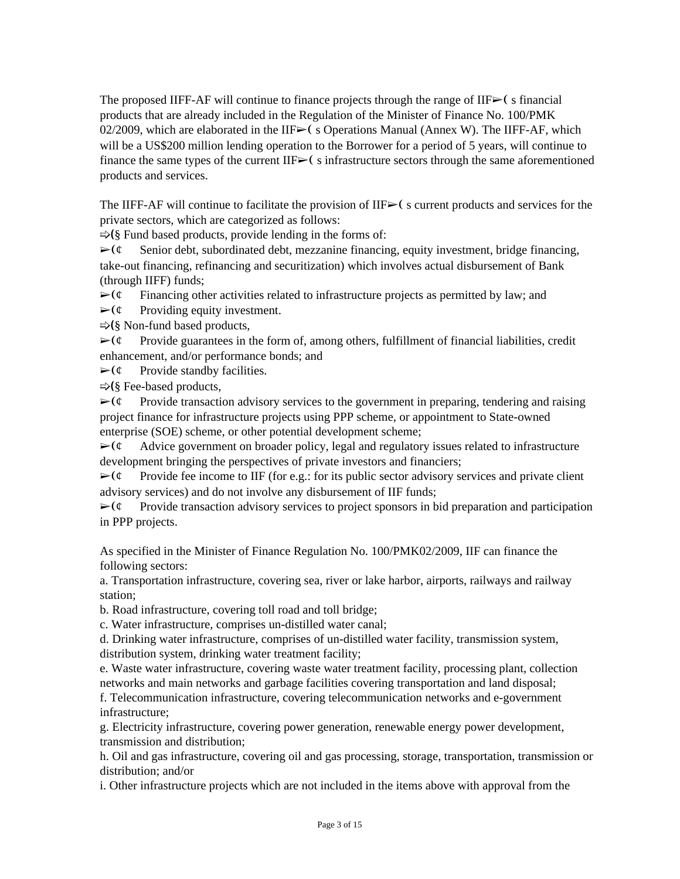The proposed IIFF-AF will continue to finance projects through the range of IIF➢( s financial products that are already included in the Regulation of the Minister of Finance No. 100/PMK 02/2009, which are elaborated in the IIF➢( s Operations Manual (Annex W). The IIFF-AF, which will be a US$200 million lending operation to the Borrower for a period of 5 years, will continue to finance the same types of the current IIF➢( s infrastructure sectors through the same aforementioned products and services.

The IIFF-AF will continue to facilitate the provision of IIF➢( s current products and services for the private sectors, which are categorized as follows:

⇨(§ Fund based products, provide lending in the forms of:

➢(¢ Senior debt, subordinated debt, mezzanine financing, equity investment, bridge financing, take-out financing, refinancing and securitization) which involves actual disbursement of Bank (through IIFF) funds;

➢(¢ Financing other activities related to infrastructure projects as permitted by law; and

➢(¢ Providing equity investment.

⇨(§ Non-fund based products,

➢(¢ Provide guarantees in the form of, among others, fulfillment of financial liabilities, credit enhancement, and/or performance bonds; and

➢(¢ Provide standby facilities.

⇨(§ Fee-based products,

➢(¢ Provide transaction advisory services to the government in preparing, tendering and raising project finance for infrastructure projects using PPP scheme, or appointment to State-owned enterprise (SOE) scheme, or other potential development scheme;

➢(¢ Advice government on broader policy, legal and regulatory issues related to infrastructure development bringing the perspectives of private investors and financiers;

➢(¢ Provide fee income to IIF (for e.g.: for its public sector advisory services and private client advisory services) and do not involve any disbursement of IIF funds;

➢(¢ Provide transaction advisory services to project sponsors in bid preparation and participation in PPP projects.

As specified in the Minister of Finance Regulation No. 100/PMK02/2009, IIF can finance the following sectors:

a. Transportation infrastructure, covering sea, river or lake harbor, airports, railways and railway station;

b. Road infrastructure, covering toll road and toll bridge;

c. Water infrastructure, comprises un-distilled water canal;

d. Drinking water infrastructure, comprises of un-distilled water facility, transmission system, distribution system, drinking water treatment facility;

e. Waste water infrastructure, covering waste water treatment facility, processing plant, collection networks and main networks and garbage facilities covering transportation and land disposal;

f. Telecommunication infrastructure, covering telecommunication networks and e-government infrastructure;

g. Electricity infrastructure, covering power generation, renewable energy power development, transmission and distribution;

h. Oil and gas infrastructure, covering oil and gas processing, storage, transportation, transmission or distribution; and/or

i. Other infrastructure projects which are not included in the items above with approval from the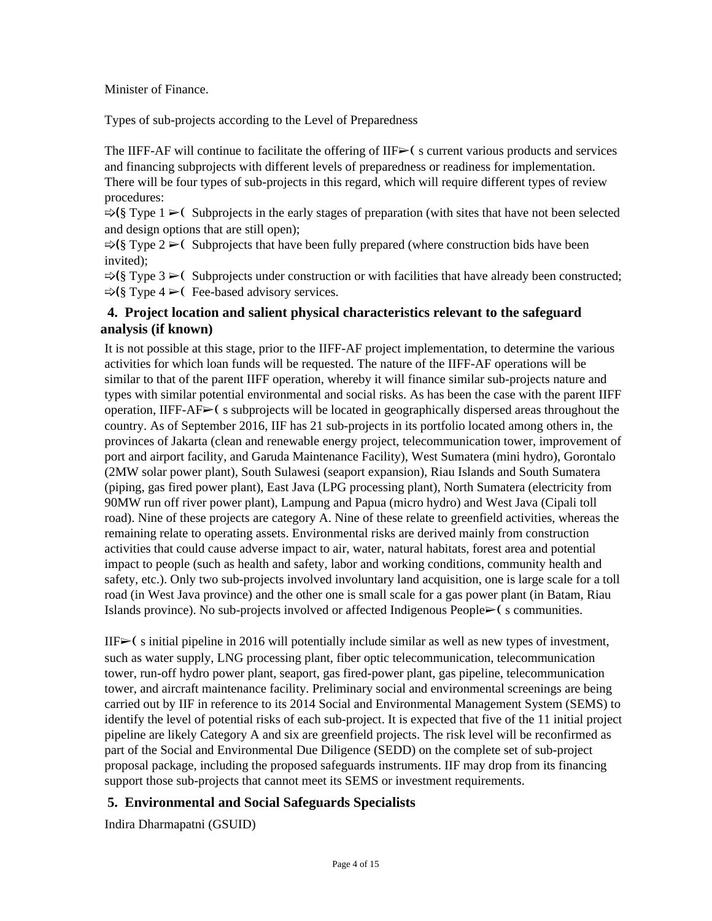Minister of Finance.

Types of sub-projects according to the Level of Preparedness

The IIFF-AF will continue to facilitate the offering of IIF➢( s current various products and services and financing subprojects with different levels of preparedness or readiness for implementation. There will be four types of sub-projects in this regard, which will require different types of review procedures:

⇨(§ Type 1 ➢( Subprojects in the early stages of preparation (with sites that have not been selected and design options that are still open);
⇨(§ Type 2 ➢( Subprojects that have been fully prepared (where construction bids have been invited);
⇨(§ Type 3 ➢( Subprojects under construction or with facilities that have already been constructed;
⇨(§ Type 4 ➢( Fee-based advisory services.

## 4. Project location and salient physical characteristics relevant to the safeguard analysis (if known)

It is not possible at this stage, prior to the IIFF-AF project implementation, to determine the various activities for which loan funds will be requested. The nature of the IIFF-AF operations will be similar to that of the parent IIFF operation, whereby it will finance similar sub-projects nature and types with similar potential environmental and social risks. As has been the case with the parent IIFF operation, IIFF-AF➢( s subprojects will be located in geographically dispersed areas throughout the country. As of September 2016, IIF has 21 sub-projects in its portfolio located among others in, the provinces of Jakarta (clean and renewable energy project, telecommunication tower, improvement of port and airport facility, and Garuda Maintenance Facility), West Sumatera (mini hydro), Gorontalo (2MW solar power plant), South Sulawesi (seaport expansion), Riau Islands and South Sumatera (piping, gas fired power plant), East Java (LPG processing plant), North Sumatera (electricity from 90MW run off river power plant), Lampung and Papua (micro hydro) and West Java (Cipali toll road). Nine of these projects are category A. Nine of these relate to greenfield activities, whereas the remaining relate to operating assets. Environmental risks are derived mainly from construction activities that could cause adverse impact to air, water, natural habitats, forest area and potential impact to people (such as health and safety, labor and working conditions, community health and safety, etc.). Only two sub-projects involved involuntary land acquisition, one is large scale for a toll road (in West Java province) and the other one is small scale for a gas power plant (in Batam, Riau Islands province). No sub-projects involved or affected Indigenous People➢( s communities.

IIF➢( s initial pipeline in 2016 will potentially include similar as well as new types of investment, such as water supply, LNG processing plant, fiber optic telecommunication, telecommunication tower, run-off hydro power plant, seaport, gas fired-power plant, gas pipeline, telecommunication tower, and aircraft maintenance facility. Preliminary social and environmental screenings are being carried out by IIF in reference to its 2014 Social and Environmental Management System (SEMS) to identify the level of potential risks of each sub-project. It is expected that five of the 11 initial project pipeline are likely Category A and six are greenfield projects. The risk level will be reconfirmed as part of the Social and Environmental Due Diligence (SEDD) on the complete set of sub-project proposal package, including the proposed safeguards instruments. IIF may drop from its financing support those sub-projects that cannot meet its SEMS or investment requirements.

## 5. Environmental and Social Safeguards Specialists

Indira Dharmapatni (GSUID)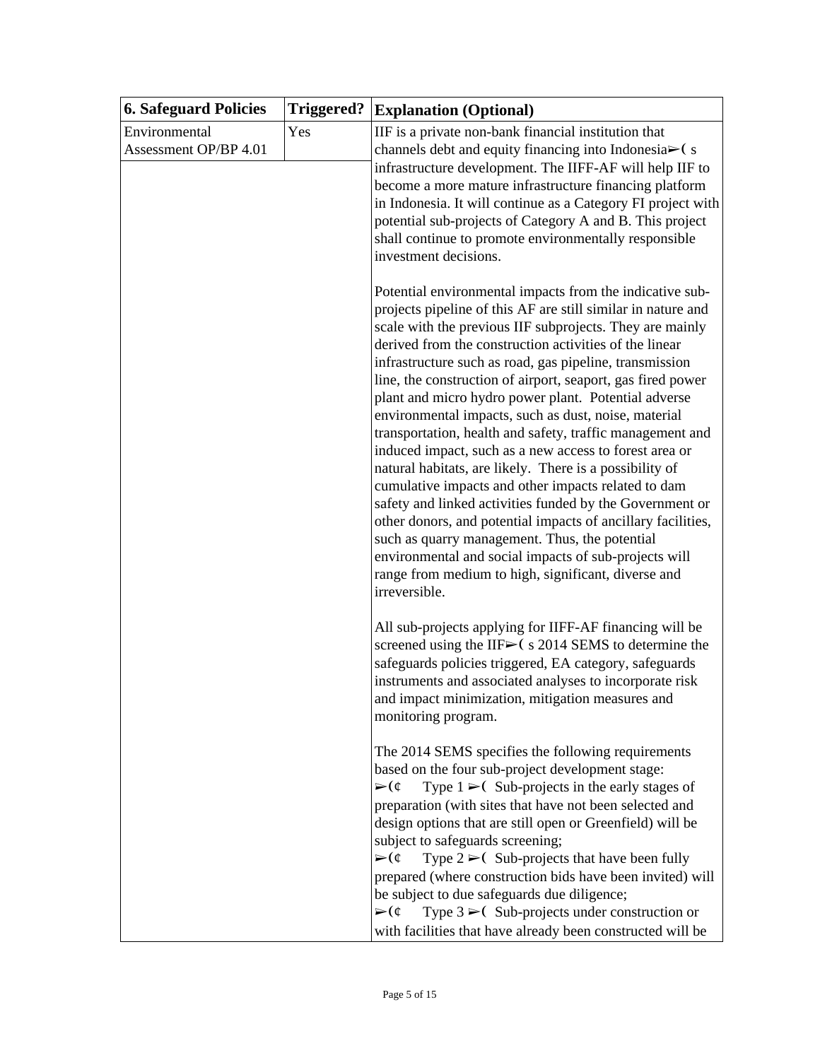| 6. Safeguard Policies | Triggered? | Explanation (Optional) |
|---|---|---|
| Environmental Assessment OP/BP 4.01 | Yes | IIF is a private non-bank financial institution that channels debt and equity financing into Indonesia➢( s infrastructure development. The IIFF-AF will help IIF to become a more mature infrastructure financing platform in Indonesia. It will continue as a Category FI project with potential sub-projects of Category A and B. This project shall continue to promote environmentally responsible investment decisions.<br><br>Potential environmental impacts from the indicative sub-projects pipeline of this AF are still similar in nature and scale with the previous IIF subprojects. They are mainly derived from the construction activities of the linear infrastructure such as road, gas pipeline, transmission line, the construction of airport, seaport, gas fired power plant and micro hydro power plant. Potential adverse environmental impacts, such as dust, noise, material transportation, health and safety, traffic management and induced impact, such as a new access to forest area or natural habitats, are likely. There is a possibility of cumulative impacts and other impacts related to dam safety and linked activities funded by the Government or other donors, and potential impacts of ancillary facilities, such as quarry management. Thus, the potential environmental and social impacts of sub-projects will range from medium to high, significant, diverse and irreversible.<br><br>All sub-projects applying for IIFF-AF financing will be screened using the IIF➢( s 2014 SEMS to determine the safeguards policies triggered, EA category, safeguards instruments and associated analyses to incorporate risk and impact minimization, mitigation measures and monitoring program.<br><br>The 2014 SEMS specifies the following requirements based on the four sub-project development stage:<br>➢(¢ Type 1 ➢( Sub-projects in the early stages of preparation (with sites that have not been selected and design options that are still open or Greenfield) will be subject to safeguards screening;<br>➢(¢ Type 2 ➢( Sub-projects that have been fully prepared (where construction bids have been invited) will be subject to due safeguards due diligence;<br>➢(¢ Type 3 ➢( Sub-projects under construction or with facilities that have already been constructed will be |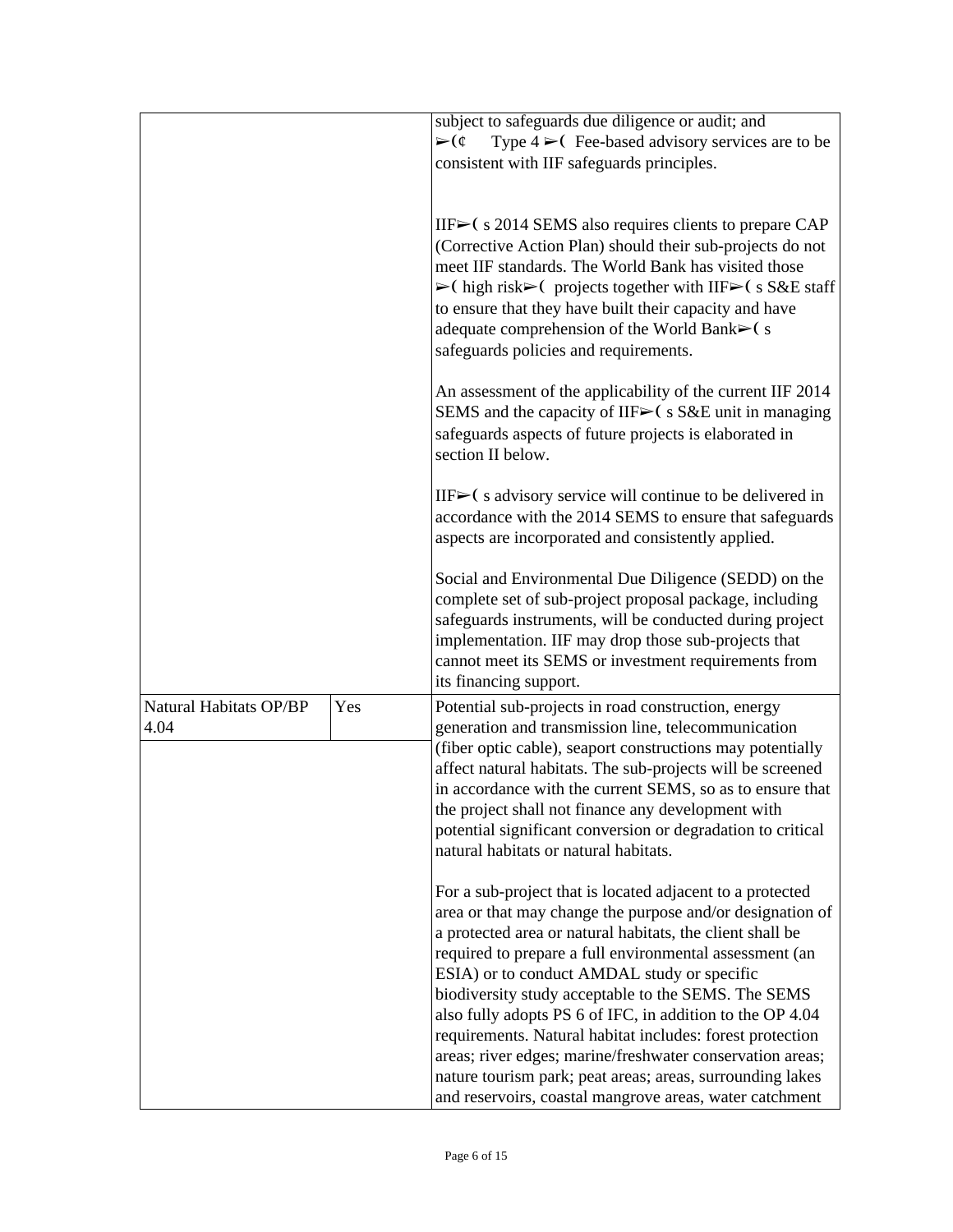| | | |
|---|---|---|
| | | subject to safeguards due diligence or audit; and<br>➢(¢ Type 4 ➢( Fee-based advisory services are to be consistent with IIF safeguards principles.<br><br>IIF➢( s 2014 SEMS also requires clients to prepare CAP (Corrective Action Plan) should their sub-projects do not meet IIF standards. The World Bank has visited those ➢( high risk➢( projects together with IIF➢( s S&E staff to ensure that they have built their capacity and have adequate comprehension of the World Bank➢( s safeguards policies and requirements.<br><br>An assessment of the applicability of the current IIF 2014 SEMS and the capacity of IIF➢( s S&E unit in managing safeguards aspects of future projects is elaborated in section II below.<br><br>IIF➢( s advisory service will continue to be delivered in accordance with the 2014 SEMS to ensure that safeguards aspects are incorporated and consistently applied.<br><br>Social and Environmental Due Diligence (SEDD) on the complete set of sub-project proposal package, including safeguards instruments, will be conducted during project implementation. IIF may drop those sub-projects that cannot meet its SEMS or investment requirements from its financing support. |
| Natural Habitats OP/BP 4.04 | Yes | Potential sub-projects in road construction, energy generation and transmission line, telecommunication (fiber optic cable), seaport constructions may potentially affect natural habitats. The sub-projects will be screened in accordance with the current SEMS, so as to ensure that the project shall not finance any development with potential significant conversion or degradation to critical natural habitats or natural habitats.<br><br>For a sub-project that is located adjacent to a protected area or that may change the purpose and/or designation of a protected area or natural habitats, the client shall be required to prepare a full environmental assessment (an ESIA) or to conduct AMDAL study or specific biodiversity study acceptable to the SEMS. The SEMS also fully adopts PS 6 of IFC, in addition to the OP 4.04 requirements. Natural habitat includes: forest protection areas; river edges; marine/freshwater conservation areas; nature tourism park; peat areas; areas, surrounding lakes and reservoirs, coastal mangrove areas, water catchment |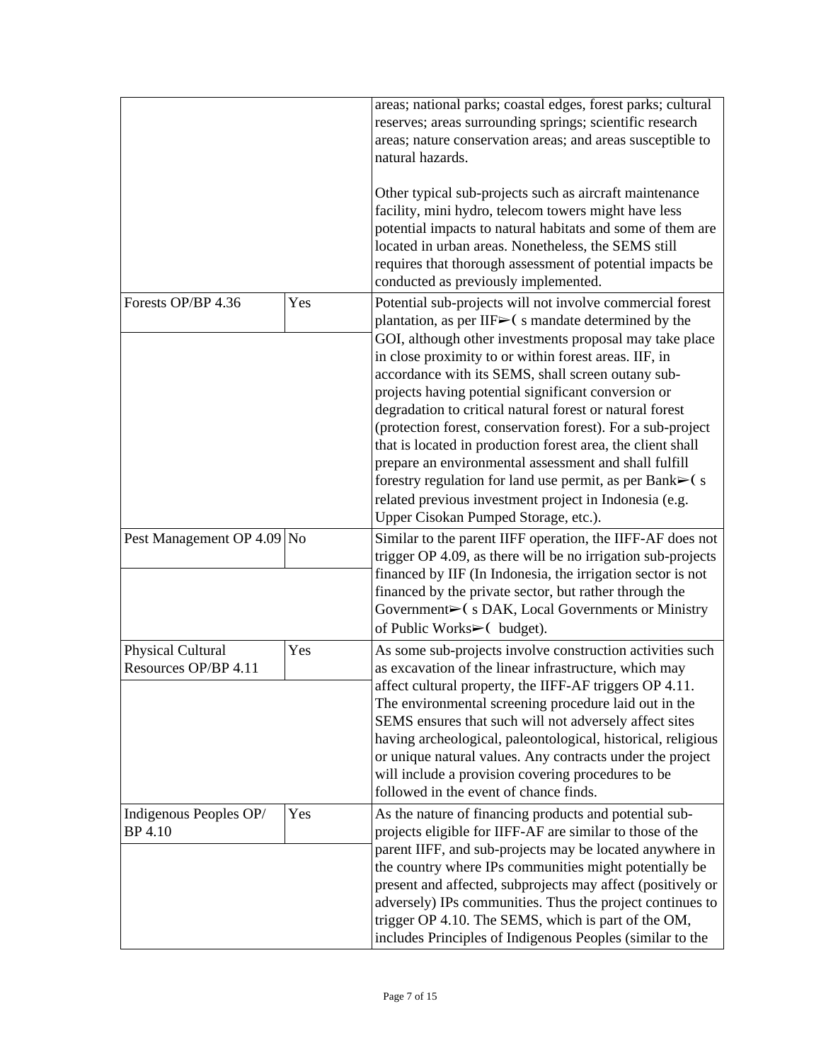| | | |
|---|---|---|
| | | areas; national parks; coastal edges, forest parks; cultural reserves; areas surrounding springs; scientific research areas; nature conservation areas; and areas susceptible to natural hazards.<br><br>Other typical sub-projects such as aircraft maintenance facility, mini hydro, telecom towers might have less potential impacts to natural habitats and some of them are located in urban areas. Nonetheless, the SEMS still requires that thorough assessment of potential impacts be conducted as previously implemented. |
| Forests OP/BP 4.36 | Yes | Potential sub-projects will not involve commercial forest plantation, as per IIF➢( s mandate determined by the GOI, although other investments proposal may take place in close proximity to or within forest areas. IIF, in accordance with its SEMS, shall screen outany sub-projects having potential significant conversion or degradation to critical natural forest or natural forest (protection forest, conservation forest). For a sub-project that is located in production forest area, the client shall prepare an environmental assessment and shall fulfill forestry regulation for land use permit, as per Bank➢( s related previous investment project in Indonesia (e.g. Upper Cisokan Pumped Storage, etc.). |
| Pest Management OP 4.09 | No | Similar to the parent IIFF operation, the IIFF-AF does not trigger OP 4.09, as there will be no irrigation sub-projects financed by IIF (In Indonesia, the irrigation sector is not financed by the private sector, but rather through the Government➢( s DAK, Local Governments or Ministry of Public Works➢( budget). |
| Physical Cultural Resources OP/BP 4.11 | Yes | As some sub-projects involve construction activities such as excavation of the linear infrastructure, which may affect cultural property, the IIFF-AF triggers OP 4.11. The environmental screening procedure laid out in the SEMS ensures that such will not adversely affect sites having archeological, paleontological, historical, religious or unique natural values. Any contracts under the project will include a provision covering procedures to be followed in the event of chance finds. |
| Indigenous Peoples OP/ BP 4.10 | Yes | As the nature of financing products and potential sub-projects eligible for IIFF-AF are similar to those of the parent IIFF, and sub-projects may be located anywhere in the country where IPs communities might potentially be present and affected, subprojects may affect (positively or adversely) IPs communities. Thus the project continues to trigger OP 4.10. The SEMS, which is part of the OM, includes Principles of Indigenous Peoples (similar to the |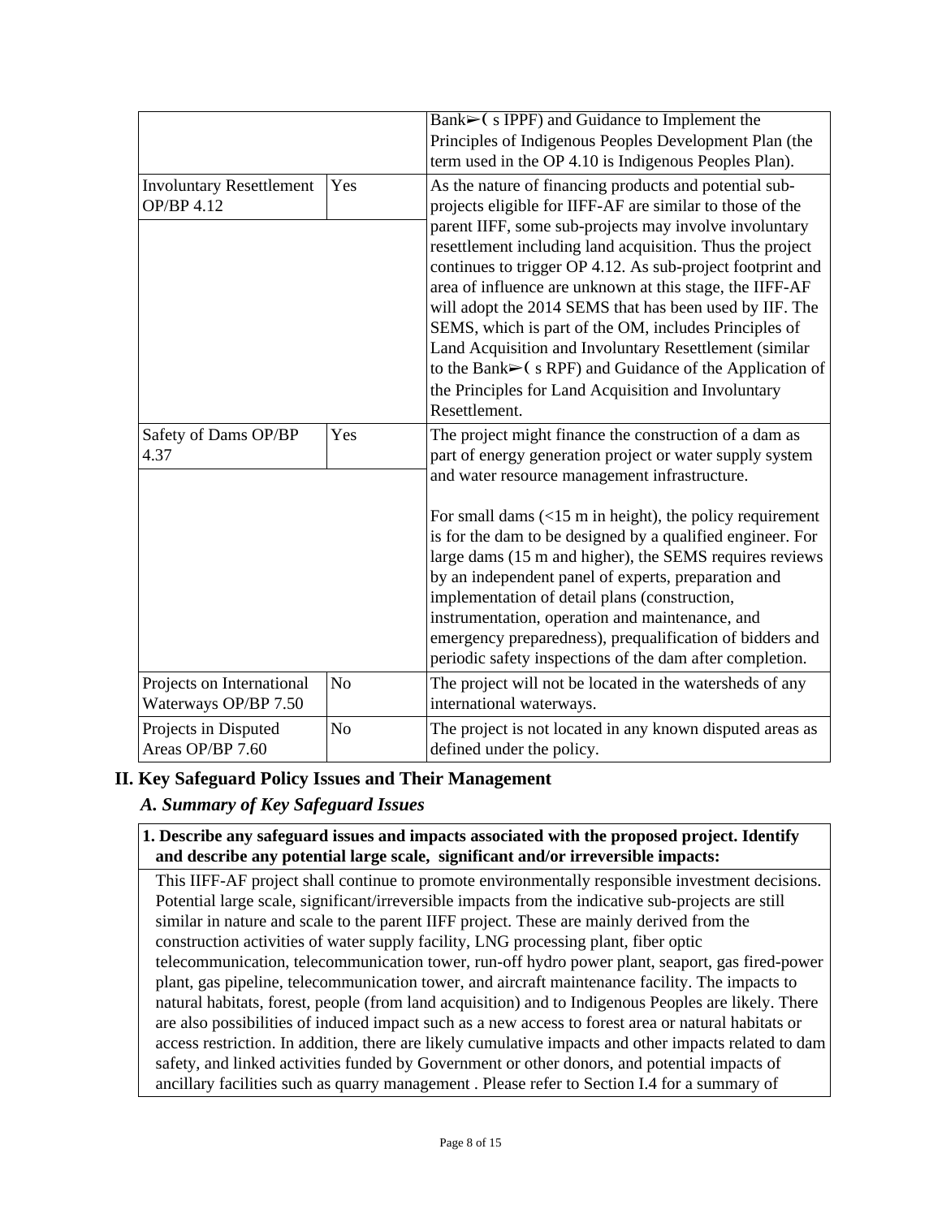| | | |
|---|---|---|
| | | Bank➢( s IPPF) and Guidance to Implement the Principles of Indigenous Peoples Development Plan (the term used in the OP 4.10 is Indigenous Peoples Plan). |
| Involuntary Resettlement OP/BP 4.12 | Yes | As the nature of financing products and potential sub-projects eligible for IIFF-AF are similar to those of the parent IIFF, some sub-projects may involve involuntary resettlement including land acquisition. Thus the project continues to trigger OP 4.12. As sub-project footprint and area of influence are unknown at this stage, the IIFF-AF will adopt the 2014 SEMS that has been used by IIF. The SEMS, which is part of the OM, includes Principles of Land Acquisition and Involuntary Resettlement (similar to the Bank➢( s RPF) and Guidance of the Application of the Principles for Land Acquisition and Involuntary Resettlement. |
| Safety of Dams OP/BP 4.37 | Yes | The project might finance the construction of a dam as part of energy generation project or water supply system and water resource management infrastructure.<br><br>For small dams (<15 m in height), the policy requirement is for the dam to be designed by a qualified engineer. For large dams (15 m and higher), the SEMS requires reviews by an independent panel of experts, preparation and implementation of detail plans (construction, instrumentation, operation and maintenance, and emergency preparedness), prequalification of bidders and periodic safety inspections of the dam after completion. |
| Projects on International Waterways OP/BP 7.50 | No | The project will not be located in the watersheds of any international waterways. |
| Projects in Disputed Areas OP/BP 7.60 | No | The project is not located in any known disputed areas as defined under the policy. |

## II. Key Safeguard Policy Issues and Their Management

### *A. Summary of Key Safeguard Issues*

**1. Describe any safeguard issues and impacts associated with the proposed project. Identify and describe any potential large scale, significant and/or irreversible impacts:**

This IIFF-AF project shall continue to promote environmentally responsible investment decisions. Potential large scale, significant/irreversible impacts from the indicative sub-projects are still similar in nature and scale to the parent IIFF project. These are mainly derived from the construction activities of water supply facility, LNG processing plant, fiber optic telecommunication, telecommunication tower, run-off hydro power plant, seaport, gas fired-power plant, gas pipeline, telecommunication tower, and aircraft maintenance facility. The impacts to natural habitats, forest, people (from land acquisition) and to Indigenous Peoples are likely. There are also possibilities of induced impact such as a new access to forest area or natural habitats or access restriction. In addition, there are likely cumulative impacts and other impacts related to dam safety, and linked activities funded by Government or other donors, and potential impacts of ancillary facilities such as quarry management . Please refer to Section I.4 for a summary of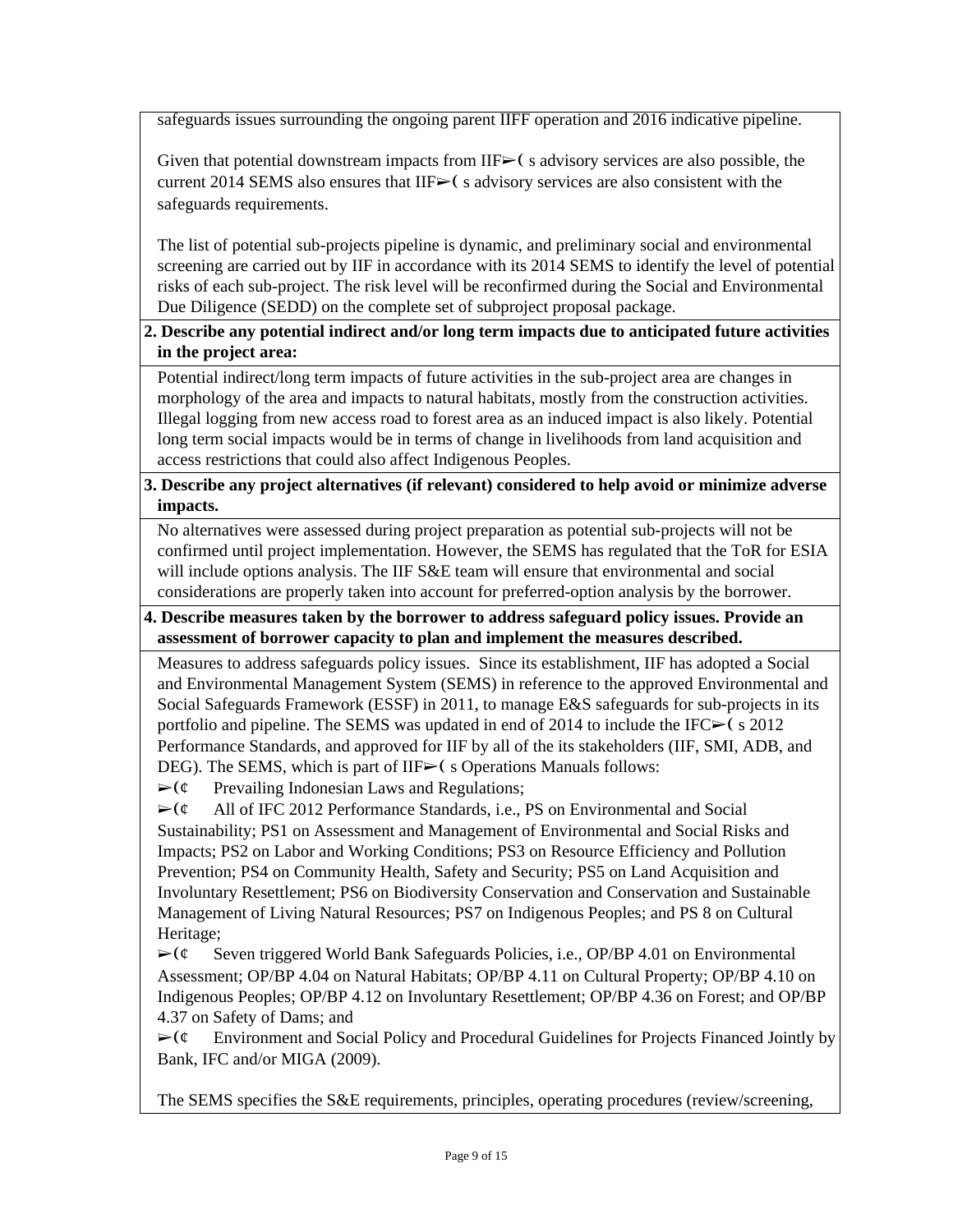safeguards issues surrounding the ongoing parent IIFF operation and 2016 indicative pipeline.

Given that potential downstream impacts from IIF➢( s advisory services are also possible, the current 2014 SEMS also ensures that IIF➢( s advisory services are also consistent with the safeguards requirements.

The list of potential sub-projects pipeline is dynamic, and preliminary social and environmental screening are carried out by IIF in accordance with its 2014 SEMS to identify the level of potential risks of each sub-project. The risk level will be reconfirmed during the Social and Environmental Due Diligence (SEDD) on the complete set of subproject proposal package.

**2. Describe any potential indirect and/or long term impacts due to anticipated future activities in the project area:**

Potential indirect/long term impacts of future activities in the sub-project area are changes in morphology of the area and impacts to natural habitats, mostly from the construction activities. Illegal logging from new access road to forest area as an induced impact is also likely. Potential long term social impacts would be in terms of change in livelihoods from land acquisition and access restrictions that could also affect Indigenous Peoples.

**3. Describe any project alternatives (if relevant) considered to help avoid or minimize adverse impacts.**

No alternatives were assessed during project preparation as potential sub-projects will not be confirmed until project implementation. However, the SEMS has regulated that the ToR for ESIA will include options analysis. The IIF S&E team will ensure that environmental and social considerations are properly taken into account for preferred-option analysis by the borrower.

**4. Describe measures taken by the borrower to address safeguard policy issues. Provide an assessment of borrower capacity to plan and implement the measures described.**

Measures to address safeguards policy issues. Since its establishment, IIF has adopted a Social and Environmental Management System (SEMS) in reference to the approved Environmental and Social Safeguards Framework (ESSF) in 2011, to manage E&S safeguards for sub-projects in its portfolio and pipeline. The SEMS was updated in end of 2014 to include the IFC➢( s 2012 Performance Standards, and approved for IIF by all of the its stakeholders (IIF, SMI, ADB, and DEG). The SEMS, which is part of IIF➢( s Operations Manuals follows:

➢(¢ Prevailing Indonesian Laws and Regulations;

➢(¢ All of IFC 2012 Performance Standards, i.e., PS on Environmental and Social Sustainability; PS1 on Assessment and Management of Environmental and Social Risks and Impacts; PS2 on Labor and Working Conditions; PS3 on Resource Efficiency and Pollution Prevention; PS4 on Community Health, Safety and Security; PS5 on Land Acquisition and Involuntary Resettlement; PS6 on Biodiversity Conservation and Conservation and Sustainable Management of Living Natural Resources; PS7 on Indigenous Peoples; and PS 8 on Cultural Heritage;

➢(¢ Seven triggered World Bank Safeguards Policies, i.e., OP/BP 4.01 on Environmental Assessment; OP/BP 4.04 on Natural Habitats; OP/BP 4.11 on Cultural Property; OP/BP 4.10 on Indigenous Peoples; OP/BP 4.12 on Involuntary Resettlement; OP/BP 4.36 on Forest; and OP/BP 4.37 on Safety of Dams; and

➢(¢ Environment and Social Policy and Procedural Guidelines for Projects Financed Jointly by Bank, IFC and/or MIGA (2009).

The SEMS specifies the S&E requirements, principles, operating procedures (review/screening,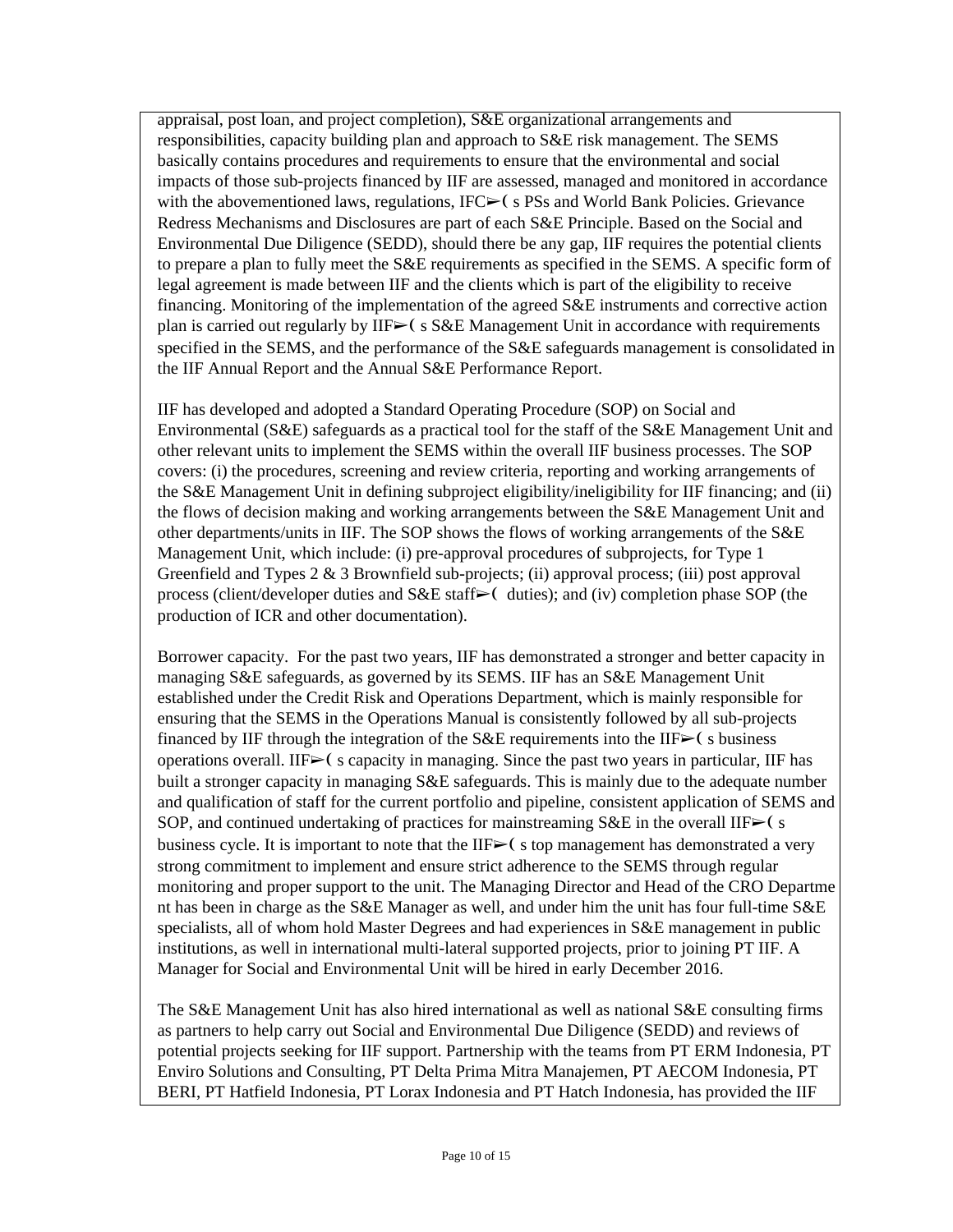appraisal, post loan, and project completion), S&E organizational arrangements and responsibilities, capacity building plan and approach to S&E risk management. The SEMS basically contains procedures and requirements to ensure that the environmental and social impacts of those sub-projects financed by IIF are assessed, managed and monitored in accordance with the abovementioned laws, regulations, IFC➢( s PSs and World Bank Policies. Grievance Redress Mechanisms and Disclosures are part of each S&E Principle. Based on the Social and Environmental Due Diligence (SEDD), should there be any gap, IIF requires the potential clients to prepare a plan to fully meet the S&E requirements as specified in the SEMS. A specific form of legal agreement is made between IIF and the clients which is part of the eligibility to receive financing. Monitoring of the implementation of the agreed S&E instruments and corrective action plan is carried out regularly by IIF➢( s S&E Management Unit in accordance with requirements specified in the SEMS, and the performance of the S&E safeguards management is consolidated in the IIF Annual Report and the Annual S&E Performance Report.

IIF has developed and adopted a Standard Operating Procedure (SOP) on Social and Environmental (S&E) safeguards as a practical tool for the staff of the S&E Management Unit and other relevant units to implement the SEMS within the overall IIF business processes. The SOP covers: (i) the procedures, screening and review criteria, reporting and working arrangements of the S&E Management Unit in defining subproject eligibility/ineligibility for IIF financing; and (ii) the flows of decision making and working arrangements between the S&E Management Unit and other departments/units in IIF. The SOP shows the flows of working arrangements of the S&E Management Unit, which include: (i) pre-approval procedures of subprojects, for Type 1 Greenfield and Types 2 & 3 Brownfield sub-projects; (ii) approval process; (iii) post approval process (client/developer duties and S&E staff➢( duties); and (iv) completion phase SOP (the production of ICR and other documentation).

Borrower capacity. For the past two years, IIF has demonstrated a stronger and better capacity in managing S&E safeguards, as governed by its SEMS. IIF has an S&E Management Unit established under the Credit Risk and Operations Department, which is mainly responsible for ensuring that the SEMS in the Operations Manual is consistently followed by all sub-projects financed by IIF through the integration of the S&E requirements into the IIF➢( s business operations overall. IIF➢( s capacity in managing. Since the past two years in particular, IIF has built a stronger capacity in managing S&E safeguards. This is mainly due to the adequate number and qualification of staff for the current portfolio and pipeline, consistent application of SEMS and SOP, and continued undertaking of practices for mainstreaming S&E in the overall IIF➢( s business cycle. It is important to note that the IIF➢( s top management has demonstrated a very strong commitment to implement and ensure strict adherence to the SEMS through regular monitoring and proper support to the unit. The Managing Director and Head of the CRO Departme nt has been in charge as the S&E Manager as well, and under him the unit has four full-time S&E specialists, all of whom hold Master Degrees and had experiences in S&E management in public institutions, as well in international multi-lateral supported projects, prior to joining PT IIF. A Manager for Social and Environmental Unit will be hired in early December 2016.

The S&E Management Unit has also hired international as well as national S&E consulting firms as partners to help carry out Social and Environmental Due Diligence (SEDD) and reviews of potential projects seeking for IIF support. Partnership with the teams from PT ERM Indonesia, PT Enviro Solutions and Consulting, PT Delta Prima Mitra Manajemen, PT AECOM Indonesia, PT BERI, PT Hatfield Indonesia, PT Lorax Indonesia and PT Hatch Indonesia, has provided the IIF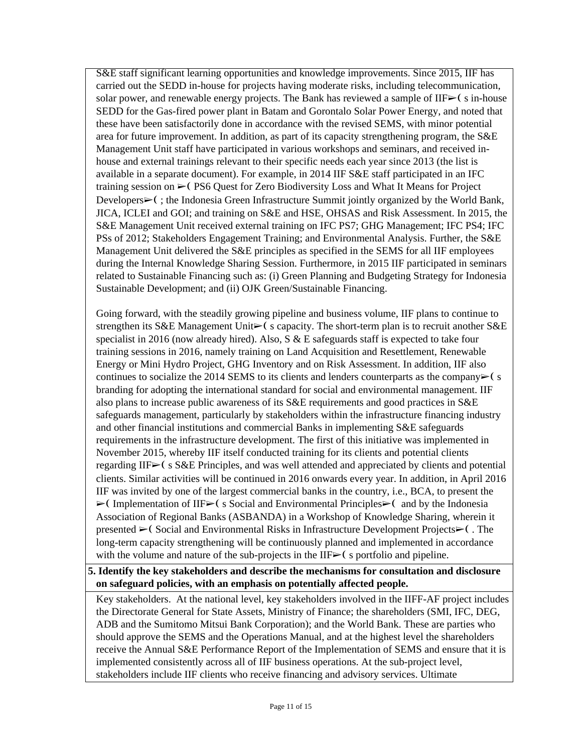S&E staff significant learning opportunities and knowledge improvements. Since 2015, IIF has carried out the SEDD in-house for projects having moderate risks, including telecommunication, solar power, and renewable energy projects. The Bank has reviewed a sample of IIF➢( s in-house SEDD for the Gas-fired power plant in Batam and Gorontalo Solar Power Energy, and noted that these have been satisfactorily done in accordance with the revised SEMS, with minor potential area for future improvement. In addition, as part of its capacity strengthening program, the S&E Management Unit staff have participated in various workshops and seminars, and received in-house and external trainings relevant to their specific needs each year since 2013 (the list is available in a separate document). For example, in 2014 IIF S&E staff participated in an IFC training session on ➢( PS6 Quest for Zero Biodiversity Loss and What It Means for Project Developers➢( ; the Indonesia Green Infrastructure Summit jointly organized by the World Bank, JICA, ICLEI and GOI; and training on S&E and HSE, OHSAS and Risk Assessment. In 2015, the S&E Management Unit received external training on IFC PS7; GHG Management; IFC PS4; IFC PSs of 2012; Stakeholders Engagement Training; and Environmental Analysis. Further, the S&E Management Unit delivered the S&E principles as specified in the SEMS for all IIF employees during the Internal Knowledge Sharing Session. Furthermore, in 2015 IIF participated in seminars related to Sustainable Financing such as: (i) Green Planning and Budgeting Strategy for Indonesia Sustainable Development; and (ii) OJK Green/Sustainable Financing.

Going forward, with the steadily growing pipeline and business volume, IIF plans to continue to strengthen its S&E Management Unit➢( s capacity. The short-term plan is to recruit another S&E specialist in 2016 (now already hired). Also, S & E safeguards staff is expected to take four training sessions in 2016, namely training on Land Acquisition and Resettlement, Renewable Energy or Mini Hydro Project, GHG Inventory and on Risk Assessment. In addition, IIF also continues to socialize the 2014 SEMS to its clients and lenders counterparts as the company➢( s branding for adopting the international standard for social and environmental management. IIF also plans to increase public awareness of its S&E requirements and good practices in S&E safeguards management, particularly by stakeholders within the infrastructure financing industry and other financial institutions and commercial Banks in implementing S&E safeguards requirements in the infrastructure development. The first of this initiative was implemented in November 2015, whereby IIF itself conducted training for its clients and potential clients regarding IIF➢( s S&E Principles, and was well attended and appreciated by clients and potential clients. Similar activities will be continued in 2016 onwards every year. In addition, in April 2016 IIF was invited by one of the largest commercial banks in the country, i.e., BCA, to present the ➢( Implementation of IIF➢( s Social and Environmental Principles➢( and by the Indonesia Association of Regional Banks (ASBANDA) in a Workshop of Knowledge Sharing, wherein it presented ➢( Social and Environmental Risks in Infrastructure Development Projects➢( . The long-term capacity strengthening will be continuously planned and implemented in accordance with the volume and nature of the sub-projects in the IIF➢( s portfolio and pipeline.

**5. Identify the key stakeholders and describe the mechanisms for consultation and disclosure on safeguard policies, with an emphasis on potentially affected people.**

Key stakeholders. At the national level, key stakeholders involved in the IIFF-AF project includes the Directorate General for State Assets, Ministry of Finance; the shareholders (SMI, IFC, DEG, ADB and the Sumitomo Mitsui Bank Corporation); and the World Bank. These are parties who should approve the SEMS and the Operations Manual, and at the highest level the shareholders receive the Annual S&E Performance Report of the Implementation of SEMS and ensure that it is implemented consistently across all of IIF business operations. At the sub-project level, stakeholders include IIF clients who receive financing and advisory services. Ultimate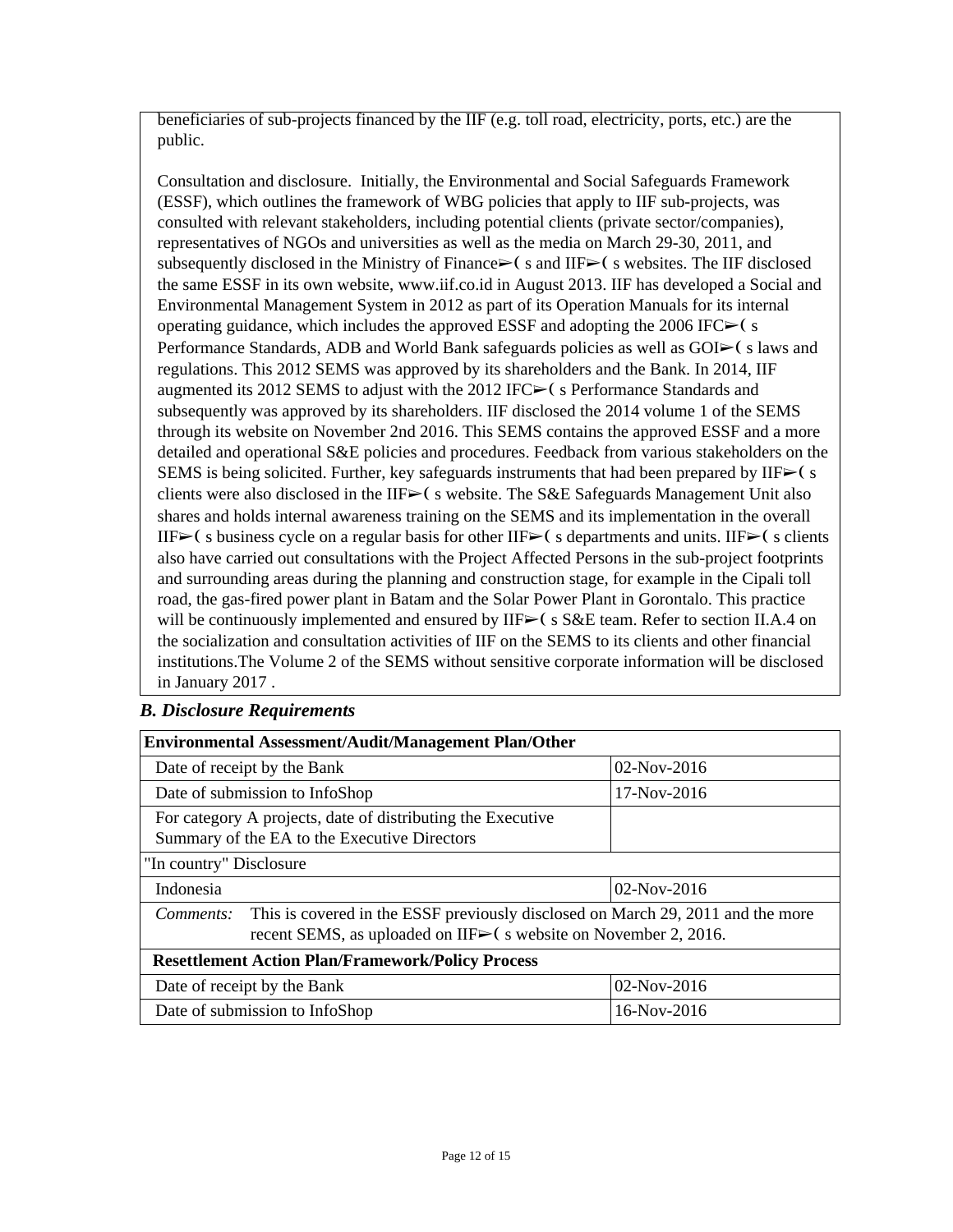beneficiaries of sub-projects financed by the IIF (e.g. toll road, electricity, ports, etc.) are the public.

Consultation and disclosure. Initially, the Environmental and Social Safeguards Framework (ESSF), which outlines the framework of WBG policies that apply to IIF sub-projects, was consulted with relevant stakeholders, including potential clients (private sector/companies), representatives of NGOs and universities as well as the media on March 29-30, 2011, and subsequently disclosed in the Ministry of Finance➢( s and IIF➢( s websites. The IIF disclosed the same ESSF in its own website, www.iif.co.id in August 2013. IIF has developed a Social and Environmental Management System in 2012 as part of its Operation Manuals for its internal operating guidance, which includes the approved ESSF and adopting the 2006 IFC➢( s Performance Standards, ADB and World Bank safeguards policies as well as GOI➢( s laws and regulations. This 2012 SEMS was approved by its shareholders and the Bank. In 2014, IIF augmented its 2012 SEMS to adjust with the 2012 IFC➢( s Performance Standards and subsequently was approved by its shareholders. IIF disclosed the 2014 volume 1 of the SEMS through its website on November 2nd 2016. This SEMS contains the approved ESSF and a more detailed and operational S&E policies and procedures. Feedback from various stakeholders on the SEMS is being solicited. Further, key safeguards instruments that had been prepared by IIF➢( s clients were also disclosed in the IIF➢( s website. The S&E Safeguards Management Unit also shares and holds internal awareness training on the SEMS and its implementation in the overall IIF➢( s business cycle on a regular basis for other IIF➢( s departments and units. IIF➢( s clients also have carried out consultations with the Project Affected Persons in the sub-project footprints and surrounding areas during the planning and construction stage, for example in the Cipali toll road, the gas-fired power plant in Batam and the Solar Power Plant in Gorontalo. This practice will be continuously implemented and ensured by IIF➢( s S&E team. Refer to section II.A.4 on the socialization and consultation activities of IIF on the SEMS to its clients and other financial institutions.The Volume 2 of the SEMS without sensitive corporate information will be disclosed in January 2017 .

### *B. Disclosure Requirements*

| **Environmental Assessment/Audit/Management Plan/Other** | |
|---|---|
| Date of receipt by the Bank | 02-Nov-2016 |
| Date of submission to InfoShop | 17-Nov-2016 |
| For category A projects, date of distributing the Executive Summary of the EA to the Executive Directors | |
| "In country" Disclosure | |
| Indonesia | 02-Nov-2016 |
| *Comments:* This is covered in the ESSF previously disclosed on March 29, 2011 and the more recent SEMS, as uploaded on IIF➢( s website on November 2, 2016. | |
| **Resettlement Action Plan/Framework/Policy Process** | |
| Date of receipt by the Bank | 02-Nov-2016 |
| Date of submission to InfoShop | 16-Nov-2016 |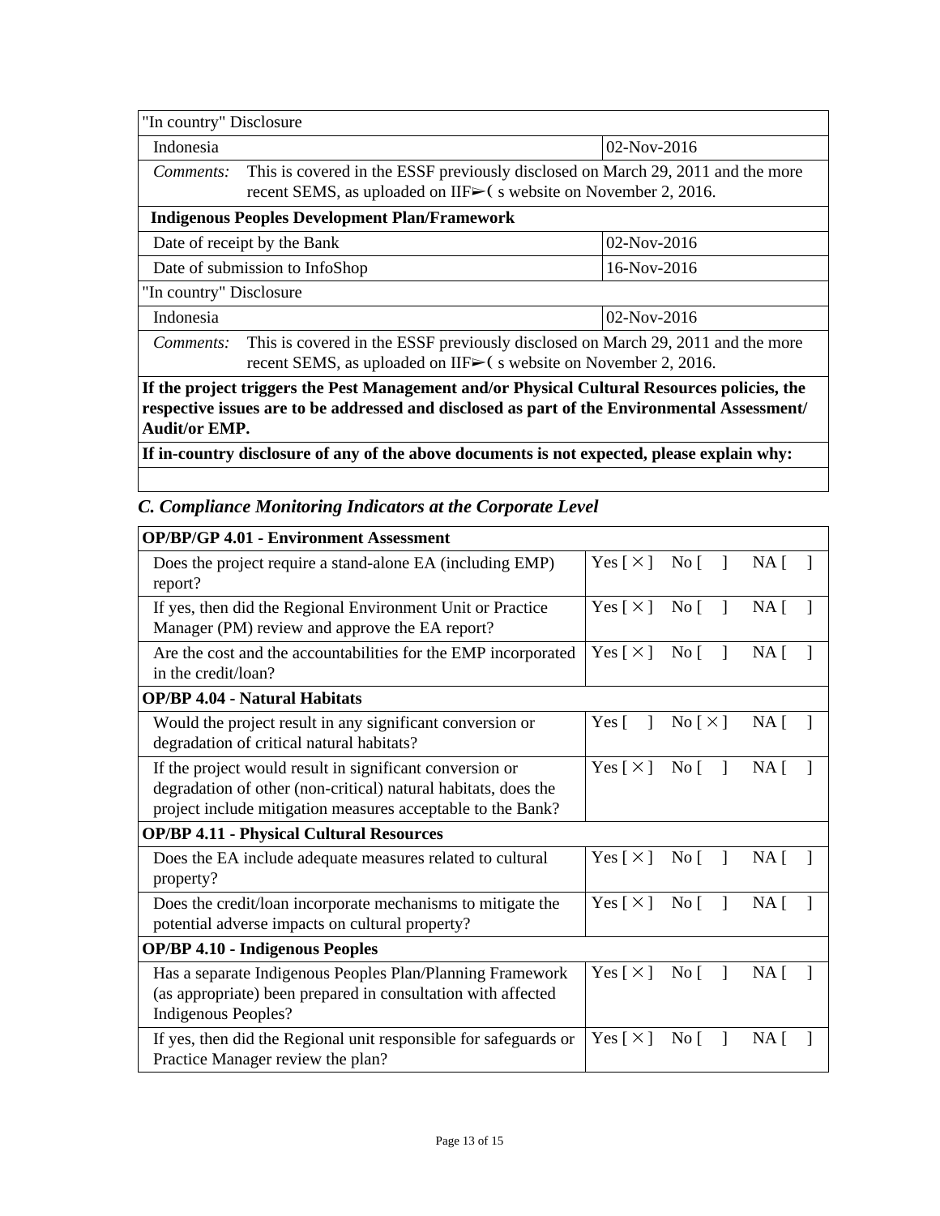| "In country" Disclosure | |
|---|---|
| Indonesia | 02-Nov-2016 |
| *Comments:* This is covered in the ESSF previously disclosed on March 29, 2011 and the more recent SEMS, as uploaded on IIF➢( s website on November 2, 2016. | |
| **Indigenous Peoples Development Plan/Framework** | |
| Date of receipt by the Bank | 02-Nov-2016 |
| Date of submission to InfoShop | 16-Nov-2016 |
| "In country" Disclosure | |
| Indonesia | 02-Nov-2016 |
| *Comments:* This is covered in the ESSF previously disclosed on March 29, 2011 and the more recent SEMS, as uploaded on IIF➢( s website on November 2, 2016. | |
| **If the project triggers the Pest Management and/or Physical Cultural Resources policies, the respective issues are to be addressed and disclosed as part of the Environmental Assessment/ Audit/or EMP.** | |
| **If in-country disclosure of any of the above documents is not expected, please explain why:** | |
| | |

### *C. Compliance Monitoring Indicators at the Corporate Level*

| **OP/BP/GP 4.01 - Environment Assessment** | |
|---|---|
| Does the project require a stand-alone EA (including EMP) report? | Yes [ × ] No [ ] NA [ ] |
| If yes, then did the Regional Environment Unit or Practice Manager (PM) review and approve the EA report? | Yes [ × ] No [ ] NA [ ] |
| Are the cost and the accountabilities for the EMP incorporated in the credit/loan? | Yes [ × ] No [ ] NA [ ] |
| **OP/BP 4.04 - Natural Habitats** | |
| Would the project result in any significant conversion or degradation of critical natural habitats? | Yes [ ] No [ × ] NA [ ] |
| If the project would result in significant conversion or degradation of other (non-critical) natural habitats, does the project include mitigation measures acceptable to the Bank? | Yes [ × ] No [ ] NA [ ] |
| **OP/BP 4.11 - Physical Cultural Resources** | |
| Does the EA include adequate measures related to cultural property? | Yes [ × ] No [ ] NA [ ] |
| Does the credit/loan incorporate mechanisms to mitigate the potential adverse impacts on cultural property? | Yes [ × ] No [ ] NA [ ] |
| **OP/BP 4.10 - Indigenous Peoples** | |
| Has a separate Indigenous Peoples Plan/Planning Framework (as appropriate) been prepared in consultation with affected Indigenous Peoples? | Yes [ × ] No [ ] NA [ ] |
| If yes, then did the Regional unit responsible for safeguards or Practice Manager review the plan? | Yes [ × ] No [ ] NA [ ] |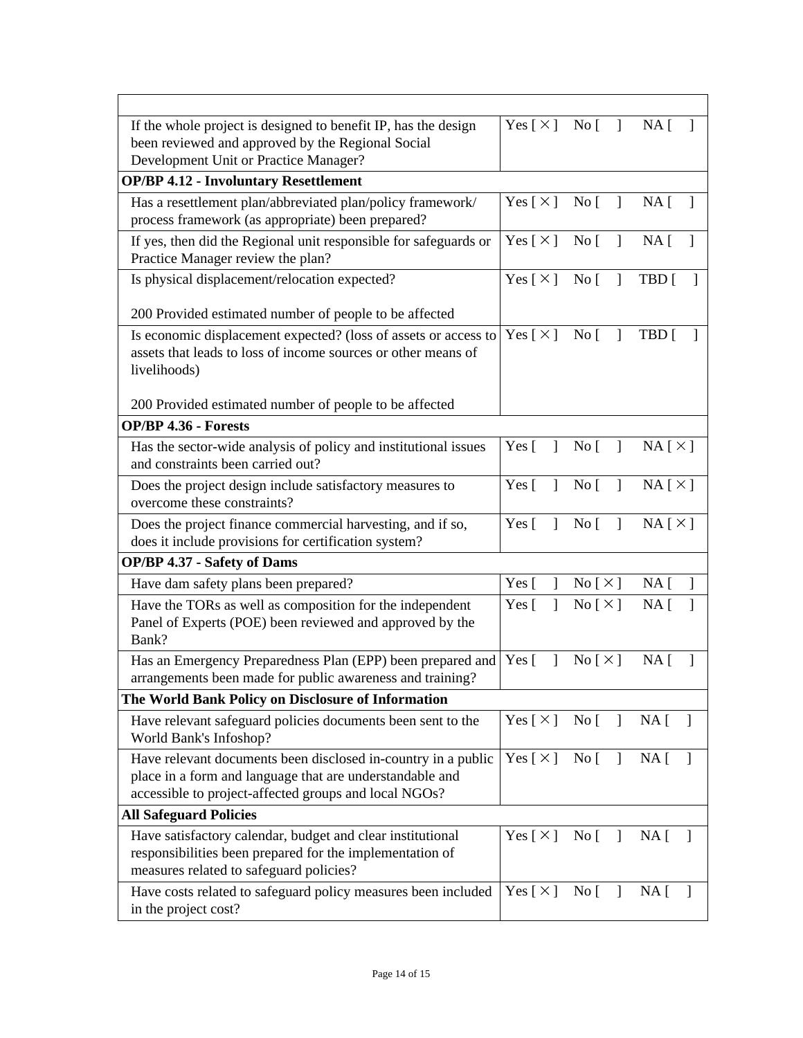| | |
|---|---|
| If the whole project is designed to benefit IP, has the design been reviewed and approved by the Regional Social Development Unit or Practice Manager? | Yes [ × ] No [ ] NA [ ] |
| **OP/BP 4.12 - Involuntary Resettlement** | |
| Has a resettlement plan/abbreviated plan/policy framework/ process framework (as appropriate) been prepared? | Yes [ × ] No [ ] NA [ ] |
| If yes, then did the Regional unit responsible for safeguards or Practice Manager review the plan? | Yes [ × ] No [ ] NA [ ] |
| Is physical displacement/relocation expected?<br><br>200 Provided estimated number of people to be affected | Yes [ × ] No [ ] TBD [ ] |
| Is economic displacement expected? (loss of assets or access to assets that leads to loss of income sources or other means of livelihoods)<br><br>200 Provided estimated number of people to be affected | Yes [ × ] No [ ] TBD [ ] |
| **OP/BP 4.36 - Forests** | |
| Has the sector-wide analysis of policy and institutional issues and constraints been carried out? | Yes [ ] No [ ] NA [ × ] |
| Does the project design include satisfactory measures to overcome these constraints? | Yes [ ] No [ ] NA [ × ] |
| Does the project finance commercial harvesting, and if so, does it include provisions for certification system? | Yes [ ] No [ ] NA [ × ] |
| **OP/BP 4.37 - Safety of Dams** | |
| Have dam safety plans been prepared? | Yes [ ] No [ × ] NA [ ] |
| Have the TORs as well as composition for the independent Panel of Experts (POE) been reviewed and approved by the Bank? | Yes [ ] No [ × ] NA [ ] |
| Has an Emergency Preparedness Plan (EPP) been prepared and arrangements been made for public awareness and training? | Yes [ ] No [ × ] NA [ ] |
| **The World Bank Policy on Disclosure of Information** | |
| Have relevant safeguard policies documents been sent to the World Bank's Infoshop? | Yes [ × ] No [ ] NA [ ] |
| Have relevant documents been disclosed in-country in a public place in a form and language that are understandable and accessible to project-affected groups and local NGOs? | Yes [ × ] No [ ] NA [ ] |
| **All Safeguard Policies** | |
| Have satisfactory calendar, budget and clear institutional responsibilities been prepared for the implementation of measures related to safeguard policies? | Yes [ × ] No [ ] NA [ ] |
| Have costs related to safeguard policy measures been included in the project cost? | Yes [ × ] No [ ] NA [ ] |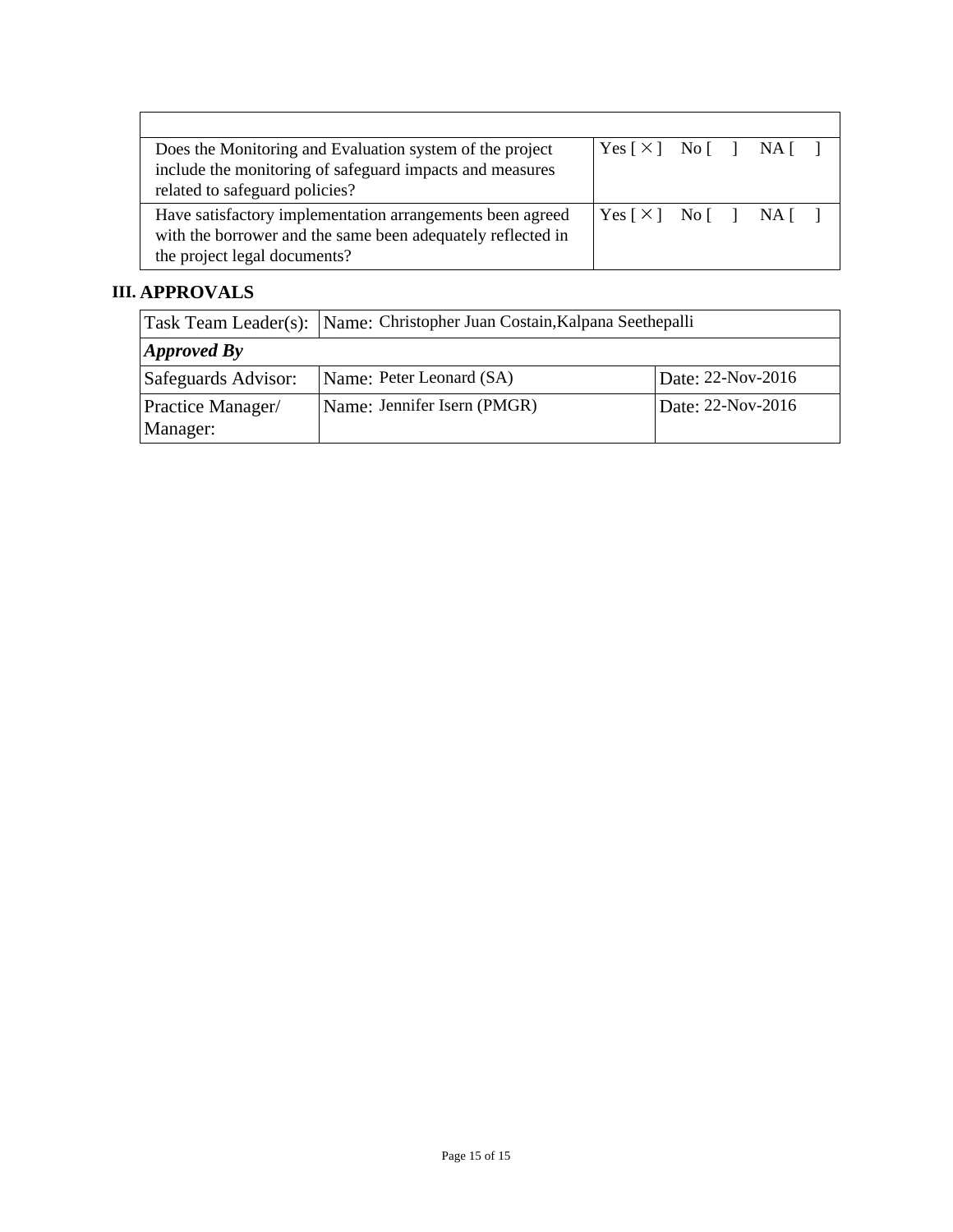| | |
|---|---|
| Does the Monitoring and Evaluation system of the project include the monitoring of safeguard impacts and measures related to safeguard policies? | Yes [ × ] No [ ] NA [ ] |
| Have satisfactory implementation arrangements been agreed with the borrower and the same been adequately reflected in the project legal documents? | Yes [ × ] No [ ] NA [ ] |

## III. APPROVALS

| | | |
|---|---|---|
| Task Team Leader(s): | Name: Christopher Juan Costain,Kalpana Seethepalli | |
| ***Approved By*** | | |
| Safeguards Advisor: | Name: Peter Leonard (SA) | Date: 22-Nov-2016 |
| Practice Manager/ Manager: | Name: Jennifer Isern (PMGR) | Date: 22-Nov-2016 |